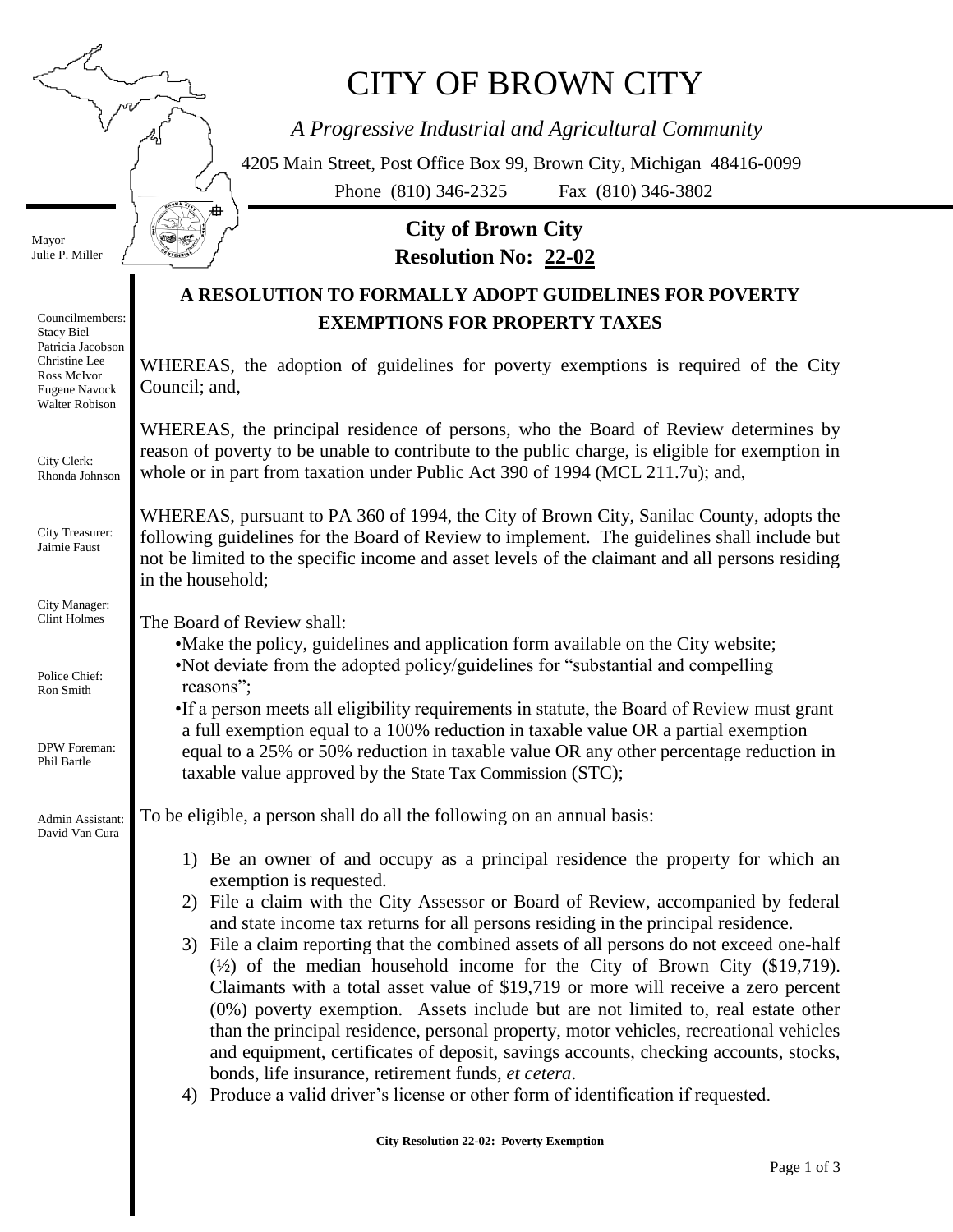# CITY OF BROWN CITY

*A Progressive Industrial and Agricultural Community*

4205 Main Street, Post Office Box 99, Brown City, Michigan 48416-0099

Phone (810) 346-2325 Fax (810) 346-3802

Mayor
Julie P. Miller

Councilmembers:
Stacy Biel
Patricia Jacobson
Christine Lee
Ross McIvor
Eugene Navock
Walter Robison

City Clerk:
Rhonda Johnson

City Treasurer:
Jaimie Faust

City Manager:
Clint Holmes

Police Chief:
Ron Smith

DPW Foreman:
Phil Bartle

Admin Assistant:
David Van Cura

## City of Brown City
## Resolution No: 22-02

### A RESOLUTION TO FORMALLY ADOPT GUIDELINES FOR POVERTY EXEMPTIONS FOR PROPERTY TAXES

WHEREAS, the adoption of guidelines for poverty exemptions is required of the City Council; and,

WHEREAS, the principal residence of persons, who the Board of Review determines by reason of poverty to be unable to contribute to the public charge, is eligible for exemption in whole or in part from taxation under Public Act 390 of 1994 (MCL 211.7u); and,

WHEREAS, pursuant to PA 360 of 1994, the City of Brown City, Sanilac County, adopts the following guidelines for the Board of Review to implement. The guidelines shall include but not be limited to the specific income and asset levels of the claimant and all persons residing in the household;

The Board of Review shall:

- Make the policy, guidelines and application form available on the City website;
- Not deviate from the adopted policy/guidelines for "substantial and compelling reasons";
- If a person meets all eligibility requirements in statute, the Board of Review must grant a full exemption equal to a 100% reduction in taxable value OR a partial exemption equal to a 25% or 50% reduction in taxable value OR any other percentage reduction in taxable value approved by the State Tax Commission (STC);

To be eligible, a person shall do all the following on an annual basis:

1) Be an owner of and occupy as a principal residence the property for which an exemption is requested.
2) File a claim with the City Assessor or Board of Review, accompanied by federal and state income tax returns for all persons residing in the principal residence.
3) File a claim reporting that the combined assets of all persons do not exceed one-half (½) of the median household income for the City of Brown City ($19,719). Claimants with a total asset value of $19,719 or more will receive a zero percent (0%) poverty exemption. Assets include but are not limited to, real estate other than the principal residence, personal property, motor vehicles, recreational vehicles and equipment, certificates of deposit, savings accounts, checking accounts, stocks, bonds, life insurance, retirement funds, *et cetera*.
4) Produce a valid driver's license or other form of identification if requested.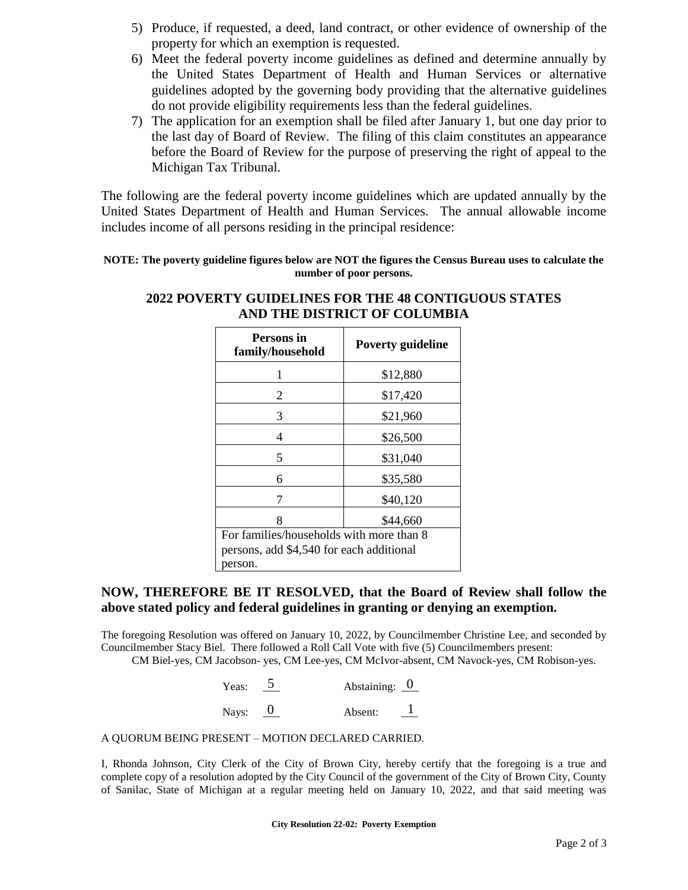5) Produce, if requested, a deed, land contract, or other evidence of ownership of the property for which an exemption is requested.
6) Meet the federal poverty income guidelines as defined and determine annually by the United States Department of Health and Human Services or alternative guidelines adopted by the governing body providing that the alternative guidelines do not provide eligibility requirements less than the federal guidelines.
7) The application for an exemption shall be filed after January 1, but one day prior to the last day of Board of Review. The filing of this claim constitutes an appearance before the Board of Review for the purpose of preserving the right of appeal to the Michigan Tax Tribunal.

The following are the federal poverty income guidelines which are updated annually by the United States Department of Health and Human Services. The annual allowable income includes income of all persons residing in the principal residence:

**NOTE: The poverty guideline figures below are NOT the figures the Census Bureau uses to calculate the number of poor persons.**

## 2022 POVERTY GUIDELINES FOR THE 48 CONTIGUOUS STATES AND THE DISTRICT OF COLUMBIA

| Persons in family/household | Poverty guideline |
|---|---|
| 1 | $12,880 |
| 2 | $17,420 |
| 3 | $21,960 |
| 4 | $26,500 |
| 5 | $31,040 |
| 6 | $35,580 |
| 7 | $40,120 |
| 8 | $44,660 |
| For families/households with more than 8 persons, add $4,540 for each additional person. | |

**NOW, THEREFORE BE IT RESOLVED, that the Board of Review shall follow the above stated policy and federal guidelines in granting or denying an exemption.**

The foregoing Resolution was offered on January 10, 2022, by Councilmember Christine Lee, and seconded by Councilmember Stacy Biel. There followed a Roll Call Vote with five (5) Councilmembers present:
CM Biel-yes, CM Jacobson- yes, CM Lee-yes, CM McIvor-absent, CM Navock-yes, CM Robison-yes.

Yeas: 5  Abstaining: 0

Nays: 0  Absent: 1

A QUORUM BEING PRESENT – MOTION DECLARED CARRIED.

I, Rhonda Johnson, City Clerk of the City of Brown City, hereby certify that the foregoing is a true and complete copy of a resolution adopted by the City Council of the government of the City of Brown City, County of Sanilac, State of Michigan at a regular meeting held on January 10, 2022, and that said meeting was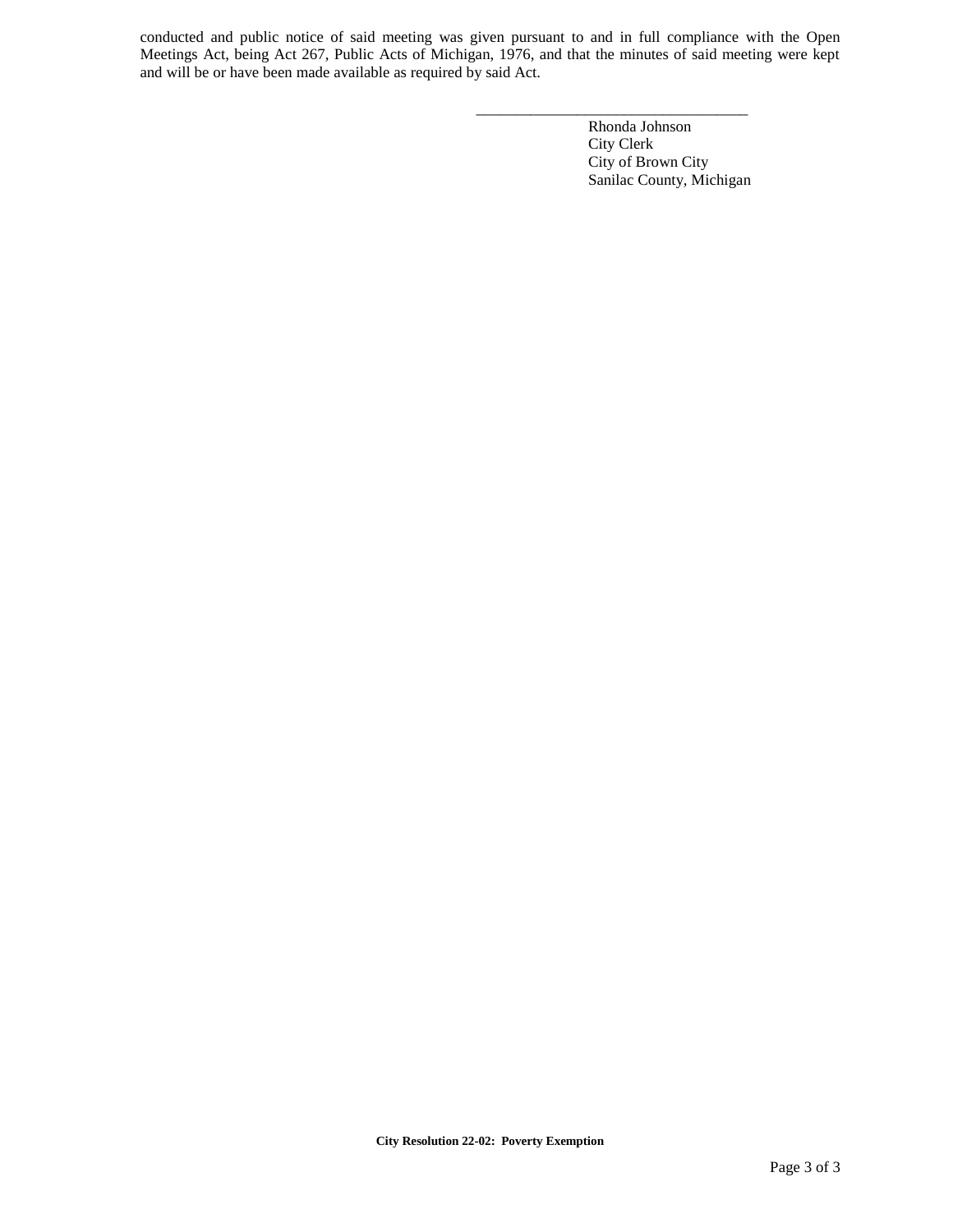conducted and public notice of said meeting was given pursuant to and in full compliance with the Open Meetings Act, being Act 267, Public Acts of Michigan, 1976, and that the minutes of said meeting were kept and will be or have been made available as required by said Act.

\_\_\_\_\_\_\_\_\_\_\_\_\_\_\_\_\_\_\_\_\_\_\_\_\_\_\_\_\_\_\_\_\_\_\_\_

Rhonda Johnson
City Clerk
City of Brown City
Sanilac County, Michigan